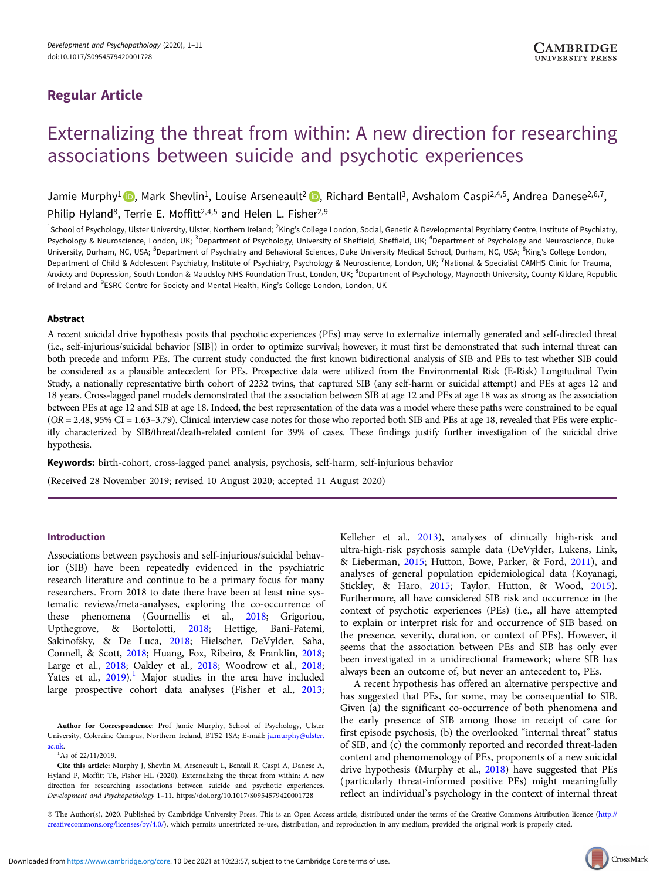Regular Article

# Externalizing the threat from within: A new direction for researching associations between suicide and psychotic experiences

Jamie Murphy[1], Mark Shevlin[1], Louise Arseneault[2], Richard Bentall[3], Avshalom Caspi[2,4,5], Andrea Danese[2,6,7], Philip Hyland[8], Terrie E. Moffitt[2,4,5] and Helen L. Fisher[2,9]

[1]School of Psychology, Ulster University, Ulster, Northern Ireland; [2]King's College London, Social, Genetic & Developmental Psychiatry Centre, Institute of Psychiatry, Psychology & Neuroscience, London, UK; [3]Department of Psychology, University of Sheffield, Sheffield, UK; [4]Department of Psychology and Neuroscience, Duke University, Durham, NC, USA; [5]Department of Psychiatry and Behavioral Sciences, Duke University Medical School, Durham, NC, USA; [6]King's College London, Department of Child & Adolescent Psychiatry, Institute of Psychiatry, Psychology & Neuroscience, London, UK; [7]National & Specialist CAMHS Clinic for Trauma, Anxiety and Depression, South London & Maudsley NHS Foundation Trust, London, UK; [8]Department of Psychology, Maynooth University, County Kildare, Republic of Ireland and [9]ESRC Centre for Society and Mental Health, King's College London, London, UK

## Abstract

A recent suicidal drive hypothesis posits that psychotic experiences (PEs) may serve to externalize internally generated and self-directed threat (i.e., self-injurious/suicidal behavior [SIB]) in order to optimize survival; however, it must first be demonstrated that such internal threat can both precede and inform PEs. The current study conducted the first known bidirectional analysis of SIB and PEs to test whether SIB could be considered as a plausible antecedent for PEs. Prospective data were utilized from the Environmental Risk (E-Risk) Longitudinal Twin Study, a nationally representative birth cohort of 2232 twins, that captured SIB (any self-harm or suicidal attempt) and PEs at ages 12 and 18 years. Cross-lagged panel models demonstrated that the association between SIB at age 12 and PEs at age 18 was as strong as the association between PEs at age 12 and SIB at age 18. Indeed, the best representation of the data was a model where these paths were constrained to be equal ($OR = 2.48$, 95% CI = 1.63–3.79). Clinical interview case notes for those who reported both SIB and PEs at age 18, revealed that PEs were explicitly characterized by SIB/threat/death-related content for 39% of cases. These findings justify further investigation of the suicidal drive hypothesis.

**Keywords:** birth-cohort, cross-lagged panel analysis, psychosis, self-harm, self-injurious behavior

(Received 28 November 2019; revised 10 August 2020; accepted 11 August 2020)

## Introduction

Associations between psychosis and self-injurious/suicidal behavior (SIB) have been repeatedly evidenced in the psychiatric research literature and continue to be a primary focus for many researchers. From 2018 to date there have been at least nine systematic reviews/meta-analyses, exploring the co-occurrence of these phenomena (Gournellis et al., 2018; Grigoriou, Upthegrove, & Bortolotti, 2018; Hettige, Bani-Fatemi, Sakinofsky, & De Luca, 2018; Hielscher, DeVylder, Saha, Connell, & Scott, 2018; Huang, Fox, Ribeiro, & Franklin, 2018; Large et al., 2018; Oakley et al., 2018; Woodrow et al., 2018; Yates et al., 2019).[1] Major studies in the area have included large prospective cohort data analyses (Fisher et al., 2013; Kelleher et al., 2013), analyses of clinically high-risk and ultra-high-risk psychosis sample data (DeVylder, Lukens, Link, & Lieberman, 2015; Hutton, Bowe, Parker, & Ford, 2011), and analyses of general population epidemiological data (Koyanagi, Stickley, & Haro, 2015; Taylor, Hutton, & Wood, 2015). Furthermore, all have considered SIB risk and occurrence in the context of psychotic experiences (PEs) (i.e., all have attempted to explain or interpret risk for and occurrence of SIB based on the presence, severity, duration, or context of PEs). However, it seems that the association between PEs and SIB has only ever been investigated in a unidirectional framework; where SIB has always been an outcome of, but never an antecedent to, PEs.

A recent hypothesis has offered an alternative perspective and has suggested that PEs, for some, may be consequential to SIB. Given (a) the significant co-occurrence of both phenomena and the early presence of SIB among those in receipt of care for first episode psychosis, (b) the overlooked "internal threat" status of SIB, and (c) the commonly reported and recorded threat-laden content and phenomenology of PEs, proponents of a new suicidal drive hypothesis (Murphy et al., 2018) have suggested that PEs (particularly threat-informed positive PEs) might meaningfully reflect an individual's psychology in the context of internal threat

**Author for Correspondence**: Prof Jamie Murphy, School of Psychology, Ulster University, Coleraine Campus, Northern Ireland, BT52 1SA; E-mail: ja.murphy@ulster.ac.uk.

[1]As of 22/11/2019.

**Cite this article:** Murphy J, Shevlin M, Arseneault L, Bentall R, Caspi A, Danese A, Hyland P, Moffitt TE, Fisher HL (2020). Externalizing the threat from within: A new direction for researching associations between suicide and psychotic experiences. *Development and Psychopathology* 1–11. https://doi.org/10.1017/S0954579420001728

© The Author(s), 2020. Published by Cambridge University Press. This is an Open Access article, distributed under the terms of the Creative Commons Attribution licence (http://creativecommons.org/licenses/by/4.0/), which permits unrestricted re-use, distribution, and reproduction in any medium, provided the original work is properly cited.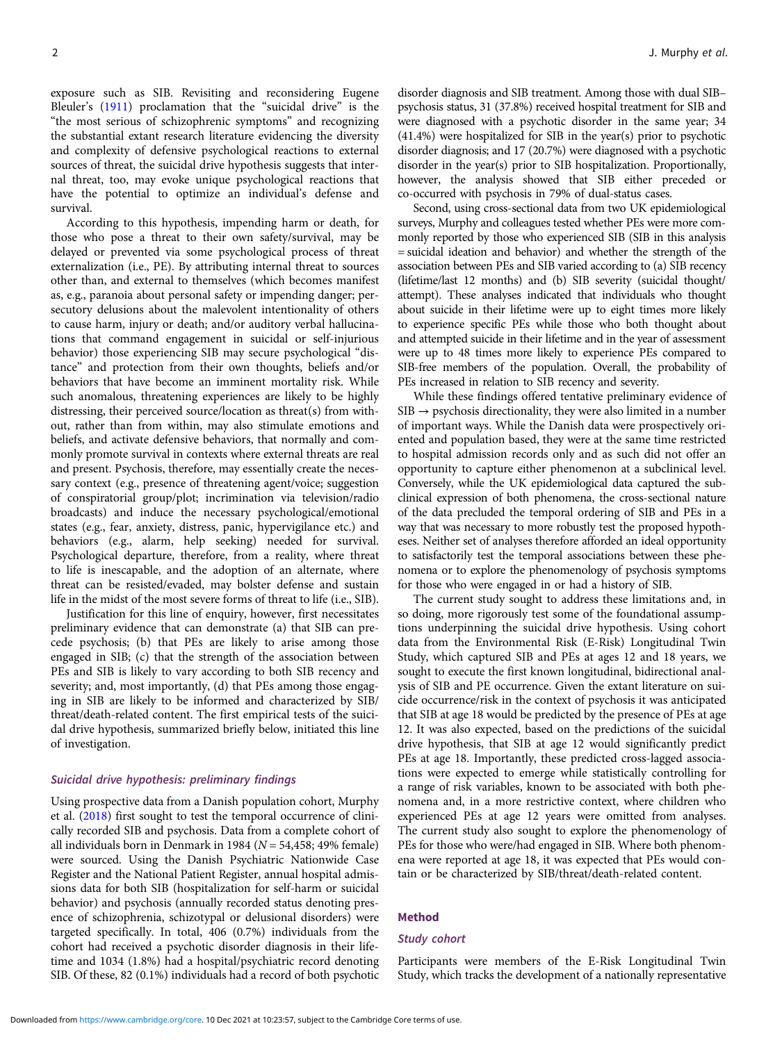exposure such as SIB. Revisiting and reconsidering Eugene Bleuler's (1911) proclamation that the "suicidal drive" is the "the most serious of schizophrenic symptoms" and recognizing the substantial extant research literature evidencing the diversity and complexity of defensive psychological reactions to external sources of threat, the suicidal drive hypothesis suggests that internal threat, too, may evoke unique psychological reactions that have the potential to optimize an individual's defense and survival.

According to this hypothesis, impending harm or death, for those who pose a threat to their own safety/survival, may be delayed or prevented via some psychological process of threat externalization (i.e., PE). By attributing internal threat to sources other than, and external to themselves (which becomes manifest as, e.g., paranoia about personal safety or impending danger; persecutory delusions about the malevolent intentionality of others to cause harm, injury or death; and/or auditory verbal hallucinations that command engagement in suicidal or self-injurious behavior) those experiencing SIB may secure psychological "distance" and protection from their own thoughts, beliefs and/or behaviors that have become an imminent mortality risk. While such anomalous, threatening experiences are likely to be highly distressing, their perceived source/location as threat(s) from without, rather than from within, may also stimulate emotions and beliefs, and activate defensive behaviors, that normally and commonly promote survival in contexts where external threats are real and present. Psychosis, therefore, may essentially create the necessary context (e.g., presence of threatening agent/voice; suggestion of conspiratorial group/plot; incrimination via television/radio broadcasts) and induce the necessary psychological/emotional states (e.g., fear, anxiety, distress, panic, hypervigilance etc.) and behaviors (e.g., alarm, help seeking) needed for survival. Psychological departure, therefore, from a reality, where threat to life is inescapable, and the adoption of an alternate, where threat can be resisted/evaded, may bolster defense and sustain life in the midst of the most severe forms of threat to life (i.e., SIB).

Justification for this line of enquiry, however, first necessitates preliminary evidence that can demonstrate (a) that SIB can precede psychosis; (b) that PEs are likely to arise among those engaged in SIB; (c) that the strength of the association between PEs and SIB is likely to vary according to both SIB recency and severity; and, most importantly, (d) that PEs among those engaging in SIB are likely to be informed and characterized by SIB/threat/death-related content. The first empirical tests of the suicidal drive hypothesis, summarized briefly below, initiated this line of investigation.

### *Suicidal drive hypothesis: preliminary findings*

Using prospective data from a Danish population cohort, Murphy et al. (2018) first sought to test the temporal occurrence of clinically recorded SIB and psychosis. Data from a complete cohort of all individuals born in Denmark in 1984 ($N$ = 54,458; 49% female) were sourced. Using the Danish Psychiatric Nationwide Case Register and the National Patient Register, annual hospital admissions data for both SIB (hospitalization for self-harm or suicidal behavior) and psychosis (annually recorded status denoting presence of schizophrenia, schizotypal or delusional disorders) were targeted specifically. In total, 406 (0.7%) individuals from the cohort had received a psychotic disorder diagnosis in their lifetime and 1034 (1.8%) had a hospital/psychiatric record denoting SIB. Of these, 82 (0.1%) individuals had a record of both psychotic disorder diagnosis and SIB treatment. Among those with dual SIB–psychosis status, 31 (37.8%) received hospital treatment for SIB and were diagnosed with a psychotic disorder in the same year; 34 (41.4%) were hospitalized for SIB in the year(s) prior to psychotic disorder diagnosis; and 17 (20.7%) were diagnosed with a psychotic disorder in the year(s) prior to SIB hospitalization. Proportionally, however, the analysis showed that SIB either preceded or co-occurred with psychosis in 79% of dual-status cases.

Second, using cross-sectional data from two UK epidemiological surveys, Murphy and colleagues tested whether PEs were more commonly reported by those who experienced SIB (SIB in this analysis = suicidal ideation and behavior) and whether the strength of the association between PEs and SIB varied according to (a) SIB recency (lifetime/last 12 months) and (b) SIB severity (suicidal thought/attempt). These analyses indicated that individuals who thought about suicide in their lifetime were up to eight times more likely to experience specific PEs while those who both thought about and attempted suicide in their lifetime and in the year of assessment were up to 48 times more likely to experience PEs compared to SIB-free members of the population. Overall, the probability of PEs increased in relation to SIB recency and severity.

While these findings offered tentative preliminary evidence of SIB → psychosis directionality, they were also limited in a number of important ways. While the Danish data were prospectively oriented and population based, they were at the same time restricted to hospital admission records only and as such did not offer an opportunity to capture either phenomenon at a subclinical level. Conversely, while the UK epidemiological data captured the subclinical expression of both phenomena, the cross-sectional nature of the data precluded the temporal ordering of SIB and PEs in a way that was necessary to more robustly test the proposed hypotheses. Neither set of analyses therefore afforded an ideal opportunity to satisfactorily test the temporal associations between these phenomena or to explore the phenomenology of psychosis symptoms for those who were engaged in or had a history of SIB.

The current study sought to address these limitations and, in so doing, more rigorously test some of the foundational assumptions underpinning the suicidal drive hypothesis. Using cohort data from the Environmental Risk (E-Risk) Longitudinal Twin Study, which captured SIB and PEs at ages 12 and 18 years, we sought to execute the first known longitudinal, bidirectional analysis of SIB and PE occurrence. Given the extant literature on suicide occurrence/risk in the context of psychosis it was anticipated that SIB at age 18 would be predicted by the presence of PEs at age 12. It was also expected, based on the predictions of the suicidal drive hypothesis, that SIB at age 12 would significantly predict PEs at age 18. Importantly, these predicted cross-lagged associations were expected to emerge while statistically controlling for a range of risk variables, known to be associated with both phenomena and, in a more restrictive context, where children who experienced PEs at age 12 years were omitted from analyses. The current study also sought to explore the phenomenology of PEs for those who were/had engaged in SIB. Where both phenomena were reported at age 18, it was expected that PEs would contain or be characterized by SIB/threat/death-related content.

## Method

### *Study cohort*

Participants were members of the E-Risk Longitudinal Twin Study, which tracks the development of a nationally representative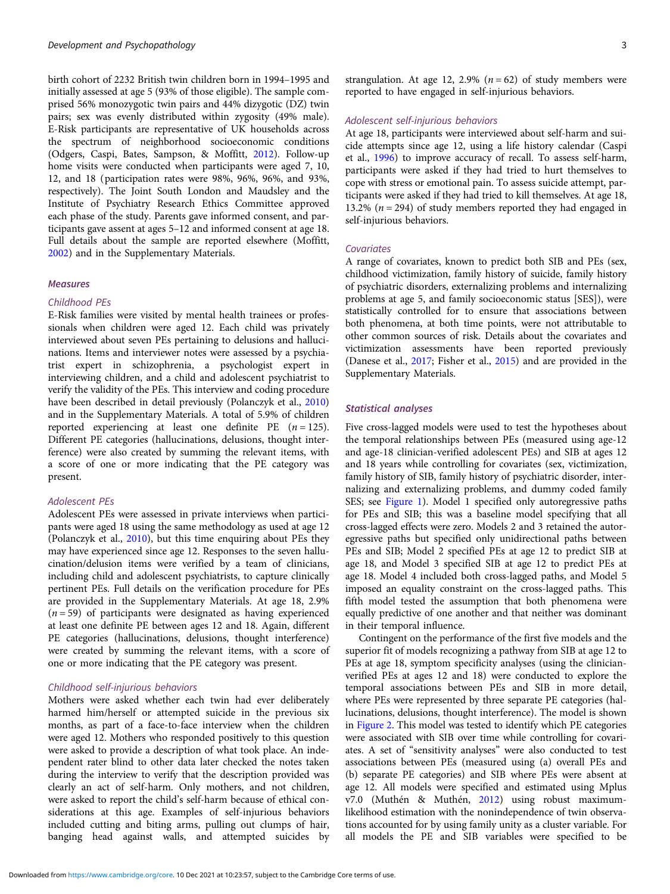birth cohort of 2232 British twin children born in 1994–1995 and initially assessed at age 5 (93% of those eligible). The sample comprised 56% monozygotic twin pairs and 44% dizygotic (DZ) twin pairs; sex was evenly distributed within zygosity (49% male). E-Risk participants are representative of UK households across the spectrum of neighborhood socioeconomic conditions (Odgers, Caspi, Bates, Sampson, & Moffitt, 2012). Follow-up home visits were conducted when participants were aged 7, 10, 12, and 18 (participation rates were 98%, 96%, 96%, and 93%, respectively). The Joint South London and Maudsley and the Institute of Psychiatry Research Ethics Committee approved each phase of the study. Parents gave informed consent, and participants gave assent at ages 5–12 and informed consent at age 18. Full details about the sample are reported elsewhere (Moffitt, 2002) and in the Supplementary Materials.

### Measures

#### Childhood PEs

E-Risk families were visited by mental health trainees or professionals when children were aged 12. Each child was privately interviewed about seven PEs pertaining to delusions and hallucinations. Items and interviewer notes were assessed by a psychiatrist expert in schizophrenia, a psychologist expert in interviewing children, and a child and adolescent psychiatrist to verify the validity of the PEs. This interview and coding procedure have been described in detail previously (Polanczyk et al., 2010) and in the Supplementary Materials. A total of 5.9% of children reported experiencing at least one definite PE ($n = 125$). Different PE categories (hallucinations, delusions, thought interference) were also created by summing the relevant items, with a score of one or more indicating that the PE category was present.

#### Adolescent PEs

Adolescent PEs were assessed in private interviews when participants were aged 18 using the same methodology as used at age 12 (Polanczyk et al., 2010), but this time enquiring about PEs they may have experienced since age 12. Responses to the seven hallucination/delusion items were verified by a team of clinicians, including child and adolescent psychiatrists, to capture clinically pertinent PEs. Full details on the verification procedure for PEs are provided in the Supplementary Materials. At age 18, 2.9% ($n = 59$) of participants were designated as having experienced at least one definite PE between ages 12 and 18. Again, different PE categories (hallucinations, delusions, thought interference) were created by summing the relevant items, with a score of one or more indicating that the PE category was present.

#### Childhood self-injurious behaviors

Mothers were asked whether each twin had ever deliberately harmed him/herself or attempted suicide in the previous six months, as part of a face-to-face interview when the children were aged 12. Mothers who responded positively to this question were asked to provide a description of what took place. An independent rater blind to other data later checked the notes taken during the interview to verify that the description provided was clearly an act of self-harm. Only mothers, and not children, were asked to report the child's self-harm because of ethical considerations at this age. Examples of self-injurious behaviors included cutting and biting arms, pulling out clumps of hair, banging head against walls, and attempted suicides by strangulation. At age 12, 2.9% ($n = 62$) of study members were reported to have engaged in self-injurious behaviors.

#### Adolescent self-injurious behaviors

At age 18, participants were interviewed about self-harm and suicide attempts since age 12, using a life history calendar (Caspi et al., 1996) to improve accuracy of recall. To assess self-harm, participants were asked if they had tried to hurt themselves to cope with stress or emotional pain. To assess suicide attempt, participants were asked if they had tried to kill themselves. At age 18, 13.2% ($n = 294$) of study members reported they had engaged in self-injurious behaviors.

#### Covariates

A range of covariates, known to predict both SIB and PEs (sex, childhood victimization, family history of suicide, family history of psychiatric disorders, externalizing problems and internalizing problems at age 5, and family socioeconomic status [SES]), were statistically controlled for to ensure that associations between both phenomena, at both time points, were not attributable to other common sources of risk. Details about the covariates and victimization assessments have been reported previously (Danese et al., 2017; Fisher et al., 2015) and are provided in the Supplementary Materials.

### Statistical analyses

Five cross-lagged models were used to test the hypotheses about the temporal relationships between PEs (measured using age-12 and age-18 clinician-verified adolescent PEs) and SIB at ages 12 and 18 years while controlling for covariates (sex, victimization, family history of SIB, family history of psychiatric disorder, internalizing and externalizing problems, and dummy coded family SES; see Figure 1). Model 1 specified only autoregressive paths for PEs and SIB; this was a baseline model specifying that all cross-lagged effects were zero. Models 2 and 3 retained the autoregressive paths but specified only unidirectional paths between PEs and SIB; Model 2 specified PEs at age 12 to predict SIB at age 18, and Model 3 specified SIB at age 12 to predict PEs at age 18. Model 4 included both cross-lagged paths, and Model 5 imposed an equality constraint on the cross-lagged paths. This fifth model tested the assumption that both phenomena were equally predictive of one another and that neither was dominant in their temporal influence.

Contingent on the performance of the first five models and the superior fit of models recognizing a pathway from SIB at age 12 to PEs at age 18, symptom specificity analyses (using the clinician-verified PEs at ages 12 and 18) were conducted to explore the temporal associations between PEs and SIB in more detail, where PEs were represented by three separate PE categories (hallucinations, delusions, thought interference). The model is shown in Figure 2. This model was tested to identify which PE categories were associated with SIB over time while controlling for covariates. A set of "sensitivity analyses" were also conducted to test associations between PEs (measured using (a) overall PEs and (b) separate PE categories) and SIB where PEs were absent at age 12. All models were specified and estimated using Mplus v7.0 (Muthén & Muthén, 2012) using robust maximum-likelihood estimation with the nonindependence of twin observations accounted for by using family unity as a cluster variable. For all models the PE and SIB variables were specified to be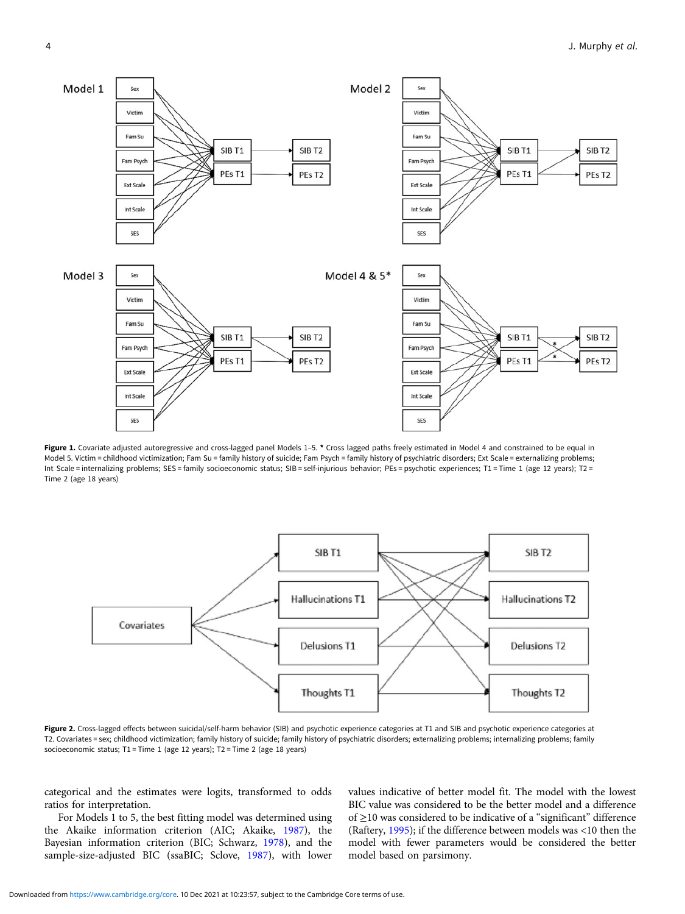Model 1

Sex
Victim
Fam Su
Fam Psych
Ext Scale
Int Scale
SES
SIB T1
PEs T1
SIB T2
PEs T2

Model 2

Sex
Victim
Fam Su
Fam Psych
Ext Scale
Int Scale
SES
SIB T1
PEs T1
SIB T2
PEs T2

Model 3

Sex
Victim
Fam Su
Fam Psych
Ext Scale
Int Scale
SES
SIB T1
PEs T1
SIB T2
PEs T2

Model 4 & 5*

Sex
Victim
Fam Su
Fam Psych
Ext Scale
Int Scale
SES
SIB T1
PEs T1
*
*
SIB T2
PEs T2

**Figure 1.** Covariate adjusted autoregressive and cross-lagged panel Models 1–5. * Cross lagged paths freely estimated in Model 4 and constrained to be equal in Model 5. Victim = childhood victimization; Fam Su = family history of suicide; Fam Psych = family history of psychiatric disorders; Ext Scale = externalizing problems; Int Scale = internalizing problems; SES = family socioeconomic status; SIB = self-injurious behavior; PEs = psychotic experiences; T1 = Time 1 (age 12 years); T2 = Time 2 (age 18 years)

Covariates
SIB T1
Hallucinations T1
Delusions T1
Thoughts T1
SIB T2
Hallucinations T2
Delusions T2
Thoughts T2

**Figure 2.** Cross-lagged effects between suicidal/self-harm behavior (SIB) and psychotic experience categories at T1 and SIB and psychotic experience categories at T2. Covariates = sex; childhood victimization; family history of suicide; family history of psychiatric disorders; externalizing problems; internalizing problems; family socioeconomic status; T1 = Time 1 (age 12 years); T2 = Time 2 (age 18 years)

categorical and the estimates were logits, transformed to odds ratios for interpretation.

For Models 1 to 5, the best fitting model was determined using the Akaike information criterion (AIC; Akaike, 1987), the Bayesian information criterion (BIC; Schwarz, 1978), and the sample-size-adjusted BIC (ssaBIC; Sclove, 1987), with lower values indicative of better model fit. The model with the lowest BIC value was considered to be the better model and a difference of ≥10 was considered to be indicative of a "significant" difference (Raftery, 1995); if the difference between models was <10 then the model with fewer parameters would be considered the better model based on parsimony.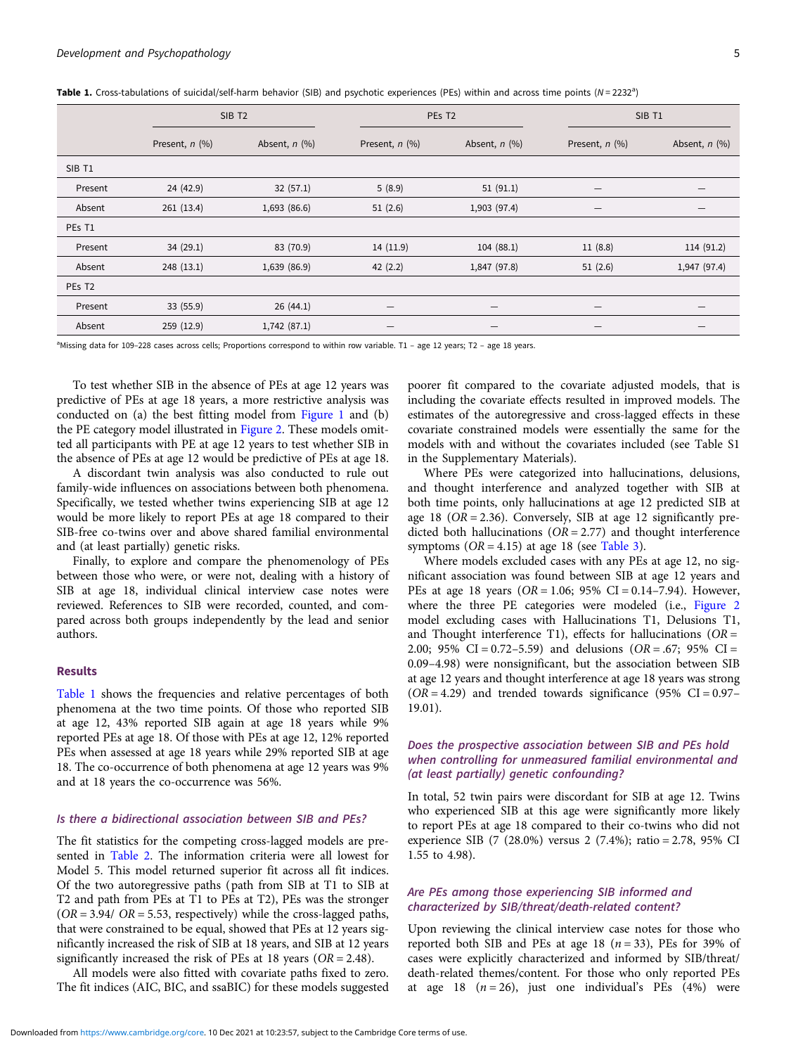**Table 1.** Cross-tabulations of suicidal/self-harm behavior (SIB) and psychotic experiences (PEs) within and across time points ($N = 2232$[a])

| | SIB T2 | | PEs T2 | | SIB T1 | |
|---|---|---|---|---|---|---|
| | Present, *n* (%) | Absent, *n* (%) | Present, *n* (%) | Absent, *n* (%) | Present, *n* (%) | Absent, *n* (%) |
| SIB T1 | | | | | | |
| Present | 24 (42.9) | 32 (57.1) | 5 (8.9) | 51 (91.1) | — | — |
| Absent | 261 (13.4) | 1,693 (86.6) | 51 (2.6) | 1,903 (97.4) | — | — |
| PEs T1 | | | | | | |
| Present | 34 (29.1) | 83 (70.9) | 14 (11.9) | 104 (88.1) | 11 (8.8) | 114 (91.2) |
| Absent | 248 (13.1) | 1,639 (86.9) | 42 (2.2) | 1,847 (97.8) | 51 (2.6) | 1,947 (97.4) |
| PEs T2 | | | | | | |
| Present | 33 (55.9) | 26 (44.1) | — | — | — | — |
| Absent | 259 (12.9) | 1,742 (87.1) | — | — | — | — |

[a]Missing data for 109–228 cases across cells; Proportions correspond to within row variable. T1 – age 12 years; T2 – age 18 years.

To test whether SIB in the absence of PEs at age 12 years was predictive of PEs at age 18 years, a more restrictive analysis was conducted on (a) the best fitting model from Figure 1 and (b) the PE category model illustrated in Figure 2. These models omitted all participants with PE at age 12 years to test whether SIB in the absence of PEs at age 12 would be predictive of PEs at age 18.

A discordant twin analysis was also conducted to rule out family-wide influences on associations between both phenomena. Specifically, we tested whether twins experiencing SIB at age 12 would be more likely to report PEs at age 18 compared to their SIB-free co-twins over and above shared familial environmental and (at least partially) genetic risks.

Finally, to explore and compare the phenomenology of PEs between those who were, or were not, dealing with a history of SIB at age 18, individual clinical interview case notes were reviewed. References to SIB were recorded, counted, and compared across both groups independently by the lead and senior authors.

## Results

Table 1 shows the frequencies and relative percentages of both phenomena at the two time points. Of those who reported SIB at age 12, 43% reported SIB again at age 18 years while 9% reported PEs at age 18. Of those with PEs at age 12, 12% reported PEs when assessed at age 18 years while 29% reported SIB at age 18. The co-occurrence of both phenomena at age 12 years was 9% and at 18 years the co-occurrence was 56%.

### *Is there a bidirectional association between SIB and PEs?*

The fit statistics for the competing cross-lagged models are presented in Table 2. The information criteria were all lowest for Model 5. This model returned superior fit across all fit indices. Of the two autoregressive paths (path from SIB at T1 to SIB at T2 and path from PEs at T1 to PEs at T2), PEs was the stronger ($OR = 3.94$/ $OR = 5.53$, respectively) while the cross-lagged paths, that were constrained to be equal, showed that PEs at 12 years significantly increased the risk of SIB at 18 years, and SIB at 12 years significantly increased the risk of PEs at 18 years ($OR = 2.48$).

All models were also fitted with covariate paths fixed to zero. The fit indices (AIC, BIC, and ssaBIC) for these models suggested poorer fit compared to the covariate adjusted models, that is including the covariate effects resulted in improved models. The estimates of the autoregressive and cross-lagged effects in these covariate constrained models were essentially the same for the models with and without the covariates included (see Table S1 in the Supplementary Materials).

Where PEs were categorized into hallucinations, delusions, and thought interference and analyzed together with SIB at both time points, only hallucinations at age 12 predicted SIB at age 18 ($OR = 2.36$). Conversely, SIB at age 12 significantly predicted both hallucinations ($OR = 2.77$) and thought interference symptoms ($OR = 4.15$) at age 18 (see Table 3).

Where models excluded cases with any PEs at age 12, no significant association was found between SIB at age 12 years and PEs at age 18 years ($OR = 1.06$; 95% CI = 0.14–7.94). However, where the three PE categories were modeled (i.e., Figure 2 model excluding cases with Hallucinations T1, Delusions T1, and Thought interference T1), effects for hallucinations ($OR =$ 2.00; 95% CI = 0.72–5.59) and delusions ($OR = .67$; 95% CI = 0.09–4.98) were nonsignificant, but the association between SIB at age 12 years and thought interference at age 18 years was strong ($OR = 4.29$) and trended towards significance (95% CI = 0.97–19.01).

### *Does the prospective association between SIB and PEs hold when controlling for unmeasured familial environmental and (at least partially) genetic confounding?*

In total, 52 twin pairs were discordant for SIB at age 12. Twins who experienced SIB at this age were significantly more likely to report PEs at age 18 compared to their co-twins who did not experience SIB (7 (28.0%) versus 2 (7.4%); ratio = 2.78, 95% CI 1.55 to 4.98).

### *Are PEs among those experiencing SIB informed and characterized by SIB/threat/death-related content?*

Upon reviewing the clinical interview case notes for those who reported both SIB and PEs at age 18 ($n = 33$), PEs for 39% of cases were explicitly characterized and informed by SIB/threat/death-related themes/content. For those who only reported PEs at age 18 ($n = 26$), just one individual's PEs (4%) were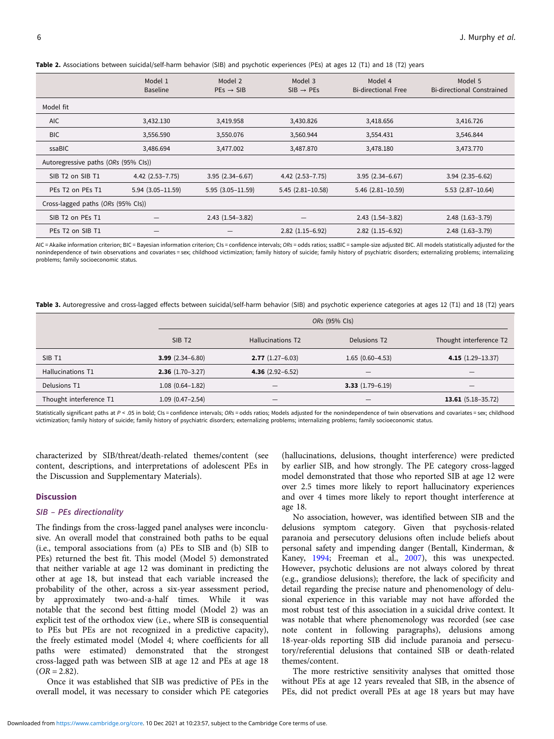**Table 2.** Associations between suicidal/self-harm behavior (SIB) and psychotic experiences (PEs) at ages 12 (T1) and 18 (T2) years

| | Model 1 Baseline | Model 2 PEs → SIB | Model 3 SIB → PEs | Model 4 Bi-directional Free | Model 5 Bi-directional Constrained |
|---|---|---|---|---|---|
| Model fit | | | | | |
| AIC | 3,432.130 | 3,419.958 | 3,430.826 | 3,418.656 | 3,416.726 |
| BIC | 3,556.590 | 3,550.076 | 3,560.944 | 3,554.431 | 3,546.844 |
| ssaBIC | 3,486.694 | 3,477.002 | 3,487.870 | 3,478.180 | 3,473.770 |
| Autoregressive paths (*ORs* (95% CIs)) | | | | | |
| SIB T2 on SIB T1 | 4.42 (2.53–7.75) | 3.95 (2.34–6.67) | 4.42 (2.53–7.75) | 3.95 (2.34–6.67) | 3.94 (2.35–6.62) |
| PEs T2 on PEs T1 | 5.94 (3.05–11.59) | 5.95 (3.05–11.59) | 5.45 (2.81–10.58) | 5.46 (2.81–10.59) | 5.53 (2.87–10.64) |
| Cross-lagged paths (*ORs* (95% CIs)) | | | | | |
| SIB T2 on PEs T1 | — | 2.43 (1.54–3.82) | — | 2.43 (1.54–3.82) | 2.48 (1.63–3.79) |
| PEs T2 on SIB T1 | — | — | 2.82 (1.15–6.92) | 2.82 (1.15–6.92) | 2.48 (1.63–3.79) |

AIC = Akaike information criterion; BIC = Bayesian information criterion; CIs = confidence intervals; *ORs* = odds ratios; ssaBIC = sample-size adjusted BIC. All models statistically adjusted for the nonindependence of twin observations and covariates = sex; childhood victimization; family history of suicide; family history of psychiatric disorders; externalizing problems; internalizing problems; family socioeconomic status.

**Table 3.** Autoregressive and cross-lagged effects between suicidal/self-harm behavior (SIB) and psychotic experience categories at ages 12 (T1) and 18 (T2) years

| | *ORs* (95% CIs) | | | |
|---|---|---|---|---|
| | SIB T2 | Hallucinations T2 | Delusions T2 | Thought interference T2 |
| SIB T1 | **3.99** (2.34–6.80) | **2.77** (1.27–6.03) | 1.65 (0.60–4.53) | **4.15** (1.29–13.37) |
| Hallucinations T1 | **2.36** (1.70–3.27) | **4.36** (2.92–6.52) | — | — |
| Delusions T1 | 1.08 (0.64–1.82) | — | **3.33** (1.79–6.19) | — |
| Thought interference T1 | 1.09 (0.47–2.54) | — | — | **13.61** (5.18–35.72) |

Statistically significant paths at $P < .05$ in bold; CIs = confidence intervals; *ORs* = odds ratios; Models adjusted for the nonindependence of twin observations and covariates = sex; childhood victimization; family history of suicide; family history of psychiatric disorders; externalizing problems; internalizing problems; family socioeconomic status.

characterized by SIB/threat/death-related themes/content (see content, descriptions, and interpretations of adolescent PEs in the Discussion and Supplementary Materials).

## Discussion

### SIB – PEs directionality

The findings from the cross-lagged panel analyses were inconclusive. An overall model that constrained both paths to be equal (i.e., temporal associations from (a) PEs to SIB and (b) SIB to PEs) returned the best fit. This model (Model 5) demonstrated that neither variable at age 12 was dominant in predicting the other at age 18, but instead that each variable increased the probability of the other, across a six-year assessment period, by approximately two-and-a-half times. While it was notable that the second best fitting model (Model 2) was an explicit test of the orthodox view (i.e., where SIB is consequential to PEs but PEs are not recognized in a predictive capacity), the freely estimated model (Model 4; where coefficients for all paths were estimated) demonstrated that the strongest cross-lagged path was between SIB at age 12 and PEs at age 18 ($OR = 2.82$).

Once it was established that SIB was predictive of PEs in the overall model, it was necessary to consider which PE categories (hallucinations, delusions, thought interference) were predicted by earlier SIB, and how strongly. The PE category cross-lagged model demonstrated that those who reported SIB at age 12 were over 2.5 times more likely to report hallucinatory experiences and over 4 times more likely to report thought interference at age 18.

No association, however, was identified between SIB and the delusions symptom category. Given that psychosis-related paranoia and persecutory delusions often include beliefs about personal safety and impending danger (Bentall, Kinderman, & Kaney, 1994; Freeman et al., 2007), this was unexpected. However, psychotic delusions are not always colored by threat (e.g., grandiose delusions); therefore, the lack of specificity and detail regarding the precise nature and phenomenology of delusional experience in this variable may not have afforded the most robust test of this association in a suicidal drive context. It was notable that where phenomenology was recorded (see case note content in following paragraphs), delusions among 18-year-olds reporting SIB did include paranoia and persecutory/referential delusions that contained SIB or death-related themes/content.

The more restrictive sensitivity analyses that omitted those without PEs at age 12 years revealed that SIB, in the absence of PEs, did not predict overall PEs at age 18 years but may have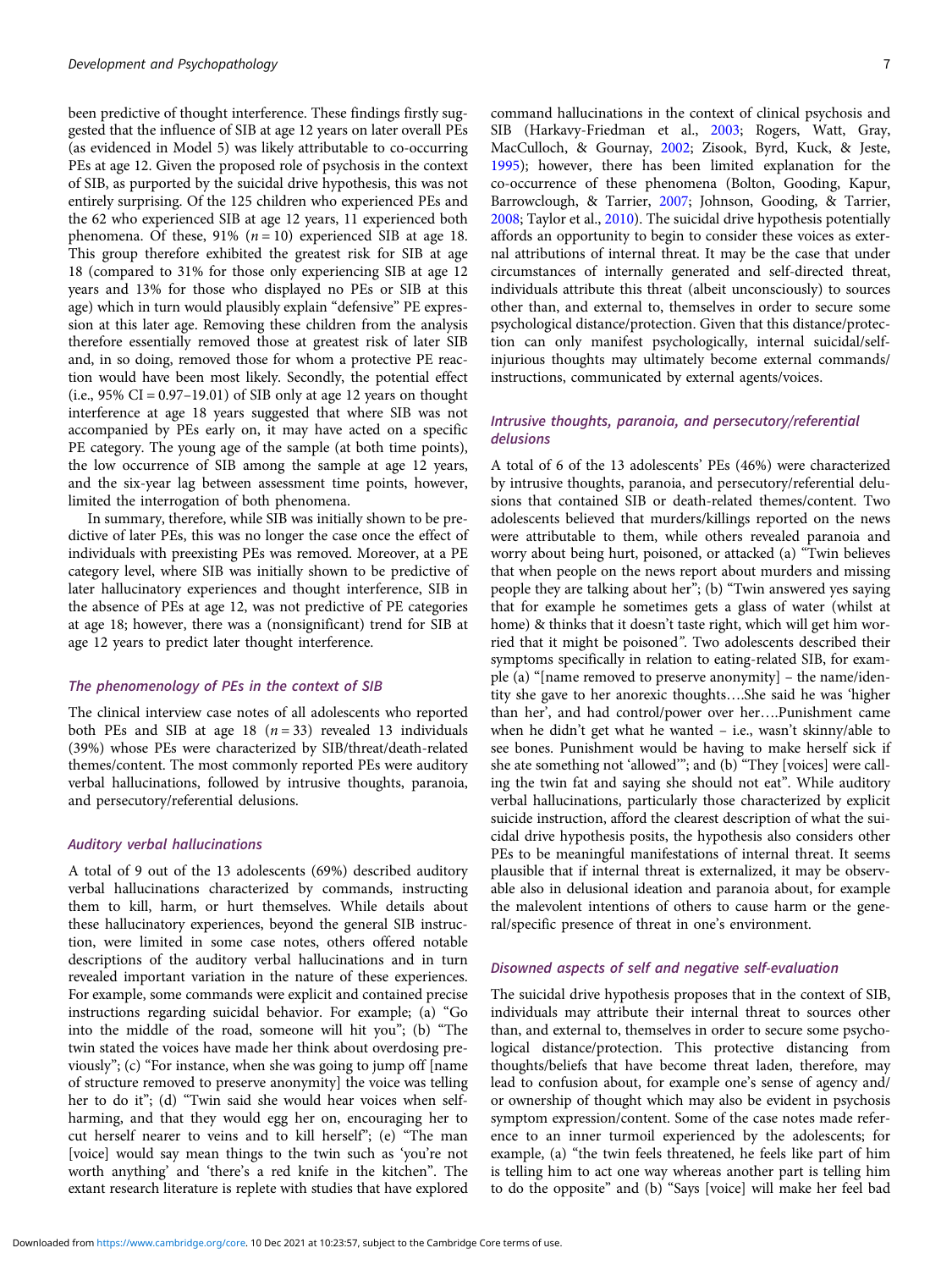been predictive of thought interference. These findings firstly suggested that the influence of SIB at age 12 years on later overall PEs (as evidenced in Model 5) was likely attributable to co-occurring PEs at age 12. Given the proposed role of psychosis in the context of SIB, as purported by the suicidal drive hypothesis, this was not entirely surprising. Of the 125 children who experienced PEs and the 62 who experienced SIB at age 12 years, 11 experienced both phenomena. Of these, 91% ($n = 10$) experienced SIB at age 18. This group therefore exhibited the greatest risk for SIB at age 18 (compared to 31% for those only experiencing SIB at age 12 years and 13% for those who displayed no PEs or SIB at this age) which in turn would plausibly explain "defensive" PE expression at this later age. Removing these children from the analysis therefore essentially removed those at greatest risk of later SIB and, in so doing, removed those for whom a protective PE reaction would have been most likely. Secondly, the potential effect (i.e., 95% CI = 0.97–19.01) of SIB only at age 12 years on thought interference at age 18 years suggested that where SIB was not accompanied by PEs early on, it may have acted on a specific PE category. The young age of the sample (at both time points), the low occurrence of SIB among the sample at age 12 years, and the six-year lag between assessment time points, however, limited the interrogation of both phenomena.

In summary, therefore, while SIB was initially shown to be predictive of later PEs, this was no longer the case once the effect of individuals with preexisting PEs was removed. Moreover, at a PE category level, where SIB was initially shown to be predictive of later hallucinatory experiences and thought interference, SIB in the absence of PEs at age 12, was not predictive of PE categories at age 18; however, there was a (nonsignificant) trend for SIB at age 12 years to predict later thought interference.

### The phenomenology of PEs in the context of SIB

The clinical interview case notes of all adolescents who reported both PEs and SIB at age 18 ($n = 33$) revealed 13 individuals (39%) whose PEs were characterized by SIB/threat/death-related themes/content. The most commonly reported PEs were auditory verbal hallucinations, followed by intrusive thoughts, paranoia, and persecutory/referential delusions.

### Auditory verbal hallucinations

A total of 9 out of the 13 adolescents (69%) described auditory verbal hallucinations characterized by commands, instructing them to kill, harm, or hurt themselves. While details about these hallucinatory experiences, beyond the general SIB instruction, were limited in some case notes, others offered notable descriptions of the auditory verbal hallucinations and in turn revealed important variation in the nature of these experiences. For example, some commands were explicit and contained precise instructions regarding suicidal behavior. For example; (a) "Go into the middle of the road, someone will hit you"; (b) "The twin stated the voices have made her think about overdosing previously"; (c) "For instance, when she was going to jump off [name of structure removed to preserve anonymity] the voice was telling her to do it"; (d) "Twin said she would hear voices when self-harming, and that they would egg her on, encouraging her to cut herself nearer to veins and to kill herself"; (e) "The man [voice] would say mean things to the twin such as 'you're not worth anything' and 'there's a red knife in the kitchen". The extant research literature is replete with studies that have explored command hallucinations in the context of clinical psychosis and SIB (Harkavy-Friedman et al., 2003; Rogers, Watt, Gray, MacCulloch, & Gournay, 2002; Zisook, Byrd, Kuck, & Jeste, 1995); however, there has been limited explanation for the co-occurrence of these phenomena (Bolton, Gooding, Kapur, Barrowclough, & Tarrier, 2007; Johnson, Gooding, & Tarrier, 2008; Taylor et al., 2010). The suicidal drive hypothesis potentially affords an opportunity to begin to consider these voices as external attributions of internal threat. It may be the case that under circumstances of internally generated and self-directed threat, individuals attribute this threat (albeit unconsciously) to sources other than, and external to, themselves in order to secure some psychological distance/protection. Given that this distance/protection can only manifest psychologically, internal suicidal/self-injurious thoughts may ultimately become external commands/instructions, communicated by external agents/voices.

### Intrusive thoughts, paranoia, and persecutory/referential delusions

A total of 6 of the 13 adolescents' PEs (46%) were characterized by intrusive thoughts, paranoia, and persecutory/referential delusions that contained SIB or death-related themes/content. Two adolescents believed that murders/killings reported on the news were attributable to them, while others revealed paranoia and worry about being hurt, poisoned, or attacked (a) "Twin believes that when people on the news report about murders and missing people they are talking about her"; (b) "Twin answered yes saying that for example he sometimes gets a glass of water (whilst at home) & thinks that it doesn't taste right, which will get him worried that it might be poisoned". Two adolescents described their symptoms specifically in relation to eating-related SIB, for example (a) "[name removed to preserve anonymity] – the name/identity she gave to her anorexic thoughts….She said he was 'higher than her', and had control/power over her….Punishment came when he didn't get what he wanted – i.e., wasn't skinny/able to see bones. Punishment would be having to make herself sick if she ate something not 'allowed'"; and (b) "They [voices] were calling the twin fat and saying she should not eat". While auditory verbal hallucinations, particularly those characterized by explicit suicide instruction, afford the clearest description of what the suicidal drive hypothesis posits, the hypothesis also considers other PEs to be meaningful manifestations of internal threat. It seems plausible that if internal threat is externalized, it may be observable also in delusional ideation and paranoia about, for example the malevolent intentions of others to cause harm or the general/specific presence of threat in one's environment.

### Disowned aspects of self and negative self-evaluation

The suicidal drive hypothesis proposes that in the context of SIB, individuals may attribute their internal threat to sources other than, and external to, themselves in order to secure some psychological distance/protection. This protective distancing from thoughts/beliefs that have become threat laden, therefore, may lead to confusion about, for example one's sense of agency and/or ownership of thought which may also be evident in psychosis symptom expression/content. Some of the case notes made reference to an inner turmoil experienced by the adolescents; for example, (a) "the twin feels threatened, he feels like part of him is telling him to act one way whereas another part is telling him to do the opposite" and (b) "Says [voice] will make her feel bad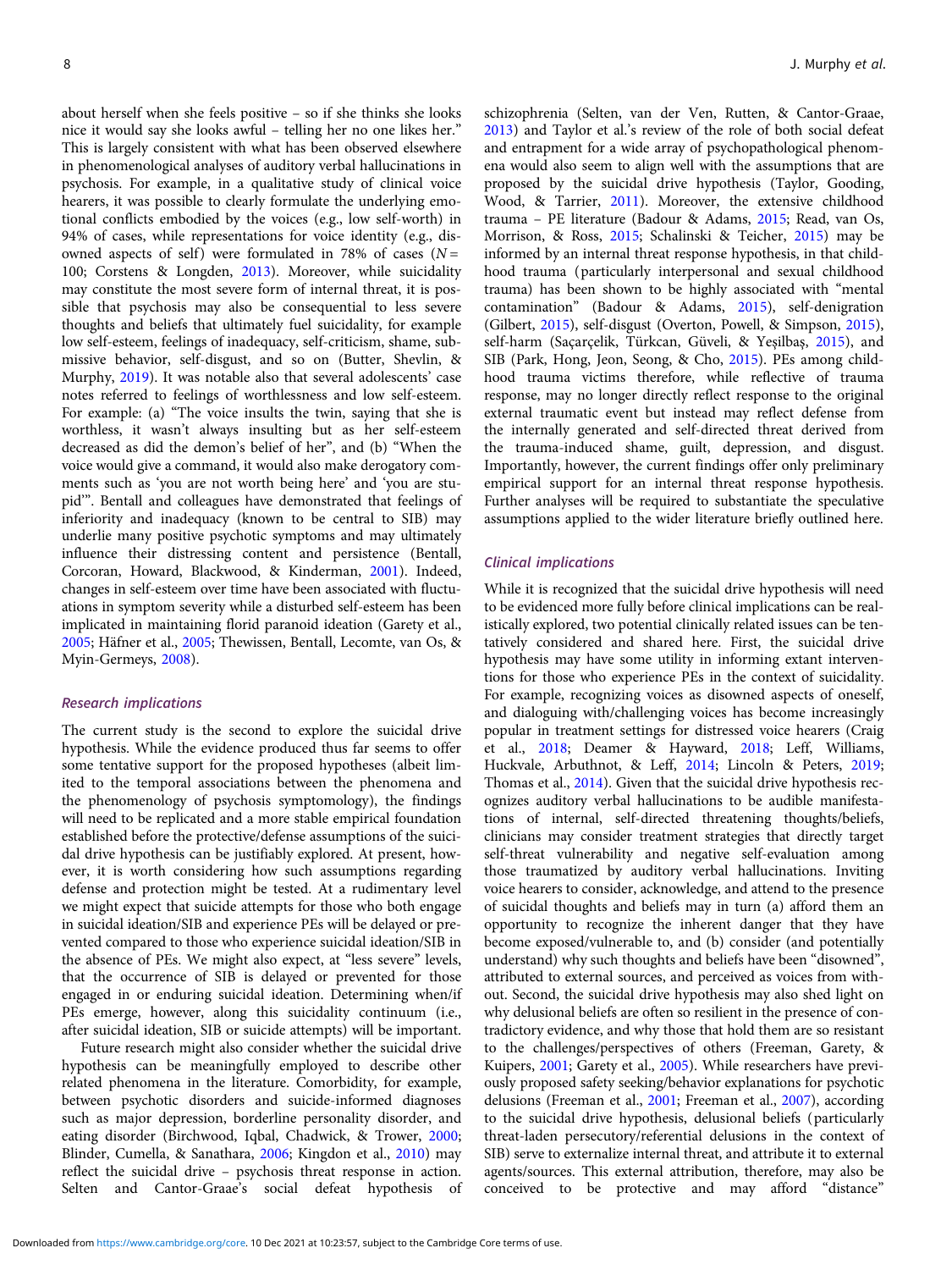about herself when she feels positive – so if she thinks she looks nice it would say she looks awful – telling her no one likes her." This is largely consistent with what has been observed elsewhere in phenomenological analyses of auditory verbal hallucinations in psychosis. For example, in a qualitative study of clinical voice hearers, it was possible to clearly formulate the underlying emotional conflicts embodied by the voices (e.g., low self-worth) in 94% of cases, while representations for voice identity (e.g., disowned aspects of self) were formulated in 78% of cases ($N$ = 100; Corstens & Longden, 2013). Moreover, while suicidality may constitute the most severe form of internal threat, it is possible that psychosis may also be consequential to less severe thoughts and beliefs that ultimately fuel suicidality, for example low self-esteem, feelings of inadequacy, self-criticism, shame, submissive behavior, self-disgust, and so on (Butter, Shevlin, & Murphy, 2019). It was notable also that several adolescents' case notes referred to feelings of worthlessness and low self-esteem. For example: (a) "The voice insults the twin, saying that she is worthless, it wasn't always insulting but as her self-esteem decreased as did the demon's belief of her", and (b) "When the voice would give a command, it would also make derogatory comments such as 'you are not worth being here' and 'you are stupid'". Bentall and colleagues have demonstrated that feelings of inferiority and inadequacy (known to be central to SIB) may underlie many positive psychotic symptoms and may ultimately influence their distressing content and persistence (Bentall, Corcoran, Howard, Blackwood, & Kinderman, 2001). Indeed, changes in self-esteem over time have been associated with fluctuations in symptom severity while a disturbed self-esteem has been implicated in maintaining florid paranoid ideation (Garety et al., 2005; Häfner et al., 2005; Thewissen, Bentall, Lecomte, van Os, & Myin-Germeys, 2008).

### *Research implications*

The current study is the second to explore the suicidal drive hypothesis. While the evidence produced thus far seems to offer some tentative support for the proposed hypotheses (albeit limited to the temporal associations between the phenomena and the phenomenology of psychosis symptomology), the findings will need to be replicated and a more stable empirical foundation established before the protective/defense assumptions of the suicidal drive hypothesis can be justifiably explored. At present, however, it is worth considering how such assumptions regarding defense and protection might be tested. At a rudimentary level we might expect that suicide attempts for those who both engage in suicidal ideation/SIB and experience PEs will be delayed or prevented compared to those who experience suicidal ideation/SIB in the absence of PEs. We might also expect, at "less severe" levels, that the occurrence of SIB is delayed or prevented for those engaged in or enduring suicidal ideation. Determining when/if PEs emerge, however, along this suicidality continuum (i.e., after suicidal ideation, SIB or suicide attempts) will be important.

Future research might also consider whether the suicidal drive hypothesis can be meaningfully employed to describe other related phenomena in the literature. Comorbidity, for example, between psychotic disorders and suicide-informed diagnoses such as major depression, borderline personality disorder, and eating disorder (Birchwood, Iqbal, Chadwick, & Trower, 2000; Blinder, Cumella, & Sanathara, 2006; Kingdon et al., 2010) may reflect the suicidal drive – psychosis threat response in action. Selten and Cantor-Graae's social defeat hypothesis of schizophrenia (Selten, van der Ven, Rutten, & Cantor-Graae, 2013) and Taylor et al.'s review of the role of both social defeat and entrapment for a wide array of psychopathological phenomena would also seem to align well with the assumptions that are proposed by the suicidal drive hypothesis (Taylor, Gooding, Wood, & Tarrier, 2011). Moreover, the extensive childhood trauma – PE literature (Badour & Adams, 2015; Read, van Os, Morrison, & Ross, 2015; Schalinski & Teicher, 2015) may be informed by an internal threat response hypothesis, in that childhood trauma (particularly interpersonal and sexual childhood trauma) has been shown to be highly associated with "mental contamination" (Badour & Adams, 2015), self-denigration (Gilbert, 2015), self-disgust (Overton, Powell, & Simpson, 2015), self-harm (Saçarçelik, Türkcan, Güveli, & Yeşilbaş, 2015), and SIB (Park, Hong, Jeon, Seong, & Cho, 2015). PEs among childhood trauma victims therefore, while reflective of trauma response, may no longer directly reflect response to the original external traumatic event but instead may reflect defense from the internally generated and self-directed threat derived from the trauma-induced shame, guilt, depression, and disgust. Importantly, however, the current findings offer only preliminary empirical support for an internal threat response hypothesis. Further analyses will be required to substantiate the speculative assumptions applied to the wider literature briefly outlined here.

### *Clinical implications*

While it is recognized that the suicidal drive hypothesis will need to be evidenced more fully before clinical implications can be realistically explored, two potential clinically related issues can be tentatively considered and shared here. First, the suicidal drive hypothesis may have some utility in informing extant interventions for those who experience PEs in the context of suicidality. For example, recognizing voices as disowned aspects of oneself, and dialoguing with/challenging voices has become increasingly popular in treatment settings for distressed voice hearers (Craig et al., 2018; Deamer & Hayward, 2018; Leff, Williams, Huckvale, Arbuthnot, & Leff, 2014; Lincoln & Peters, 2019; Thomas et al., 2014). Given that the suicidal drive hypothesis recognizes auditory verbal hallucinations to be audible manifestations of internal, self-directed threatening thoughts/beliefs, clinicians may consider treatment strategies that directly target self-threat vulnerability and negative self-evaluation among those traumatized by auditory verbal hallucinations. Inviting voice hearers to consider, acknowledge, and attend to the presence of suicidal thoughts and beliefs may in turn (a) afford them an opportunity to recognize the inherent danger that they have become exposed/vulnerable to, and (b) consider (and potentially understand) why such thoughts and beliefs have been "disowned", attributed to external sources, and perceived as voices from without. Second, the suicidal drive hypothesis may also shed light on why delusional beliefs are often so resilient in the presence of contradictory evidence, and why those that hold them are so resistant to the challenges/perspectives of others (Freeman, Garety, & Kuipers, 2001; Garety et al., 2005). While researchers have previously proposed safety seeking/behavior explanations for psychotic delusions (Freeman et al., 2001; Freeman et al., 2007), according to the suicidal drive hypothesis, delusional beliefs (particularly threat-laden persecutory/referential delusions in the context of SIB) serve to externalize internal threat, and attribute it to external agents/sources. This external attribution, therefore, may also be conceived to be protective and may afford "distance"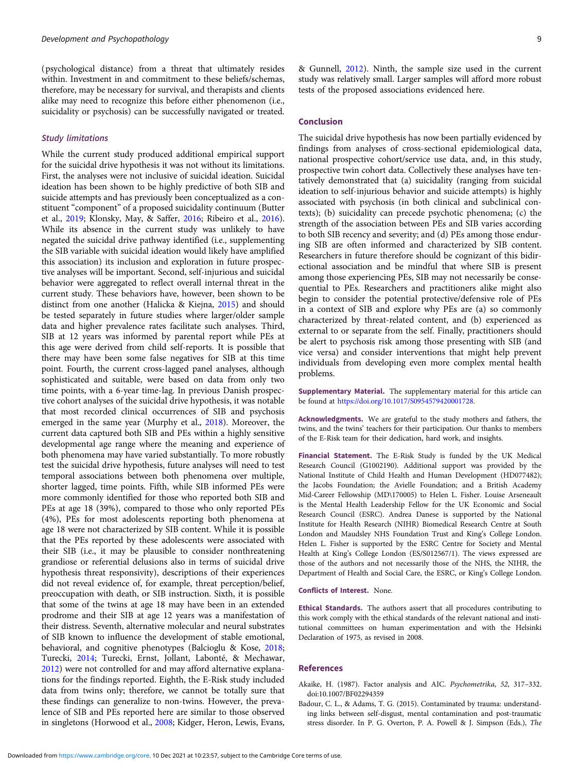(psychological distance) from a threat that ultimately resides within. Investment in and commitment to these beliefs/schemas, therefore, may be necessary for survival, and therapists and clients alike may need to recognize this before either phenomenon (i.e., suicidality or psychosis) can be successfully navigated or treated.

### Study limitations

While the current study produced additional empirical support for the suicidal drive hypothesis it was not without its limitations. First, the analyses were not inclusive of suicidal ideation. Suicidal ideation has been shown to be highly predictive of both SIB and suicide attempts and has previously been conceptualized as a constituent "component" of a proposed suicidality continuum (Butter et al., 2019; Klonsky, May, & Saffer, 2016; Ribeiro et al., 2016). While its absence in the current study was unlikely to have negated the suicidal drive pathway identified (i.e., supplementing the SIB variable with suicidal ideation would likely have amplified this association) its inclusion and exploration in future prospective analyses will be important. Second, self-injurious and suicidal behavior were aggregated to reflect overall internal threat in the current study. These behaviors have, however, been shown to be distinct from one another (Halicka & Kiejna, 2015) and should be tested separately in future studies where larger/older sample data and higher prevalence rates facilitate such analyses. Third, SIB at 12 years was informed by parental report while PEs at this age were derived from child self-reports. It is possible that there may have been some false negatives for SIB at this time point. Fourth, the current cross-lagged panel analyses, although sophisticated and suitable, were based on data from only two time points, with a 6-year time-lag. In previous Danish prospective cohort analyses of the suicidal drive hypothesis, it was notable that most recorded clinical occurrences of SIB and psychosis emerged in the same year (Murphy et al., 2018). Moreover, the current data captured both SIB and PEs within a highly sensitive developmental age range where the meaning and experience of both phenomena may have varied substantially. To more robustly test the suicidal drive hypothesis, future analyses will need to test temporal associations between both phenomena over multiple, shorter lagged, time points. Fifth, while SIB informed PEs were more commonly identified for those who reported both SIB and PEs at age 18 (39%), compared to those who only reported PEs (4%), PEs for most adolescents reporting both phenomena at age 18 were not characterized by SIB content. While it is possible that the PEs reported by these adolescents were associated with their SIB (i.e., it may be plausible to consider nonthreatening grandiose or referential delusions also in terms of suicidal drive hypothesis threat responsivity), descriptions of their experiences did not reveal evidence of, for example, threat perception/belief, preoccupation with death, or SIB instruction. Sixth, it is possible that some of the twins at age 18 may have been in an extended prodrome and their SIB at age 12 years was a manifestation of their distress. Seventh, alternative molecular and neural substrates of SIB known to influence the development of stable emotional, behavioral, and cognitive phenotypes (Balcioglu & Kose, 2018; Turecki, 2014; Turecki, Ernst, Jollant, Labonté, & Mechawar, 2012) were not controlled for and may afford alternative explanations for the findings reported. Eighth, the E-Risk study included data from twins only; therefore, we cannot be totally sure that these findings can generalize to non-twins. However, the prevalence of SIB and PEs reported here are similar to those observed in singletons (Horwood et al., 2008; Kidger, Heron, Lewis, Evans, & Gunnell, 2012). Ninth, the sample size used in the current study was relatively small. Larger samples will afford more robust tests of the proposed associations evidenced here.

## Conclusion

The suicidal drive hypothesis has now been partially evidenced by findings from analyses of cross-sectional epidemiological data, national prospective cohort/service use data, and, in this study, prospective twin cohort data. Collectively these analyses have tentatively demonstrated that (a) suicidality (ranging from suicidal ideation to self-injurious behavior and suicide attempts) is highly associated with psychosis (in both clinical and subclinical contexts); (b) suicidality can precede psychotic phenomena; (c) the strength of the association between PEs and SIB varies according to both SIB recency and severity; and (d) PEs among those enduring SIB are often informed and characterized by SIB content. Researchers in future therefore should be cognizant of this bidirectional association and be mindful that where SIB is present among those experiencing PEs, SIB may not necessarily be consequential to PEs. Researchers and practitioners alike might also begin to consider the potential protective/defensive role of PEs in a context of SIB and explore why PEs are (a) so commonly characterized by threat-related content, and (b) experienced as external to or separate from the self. Finally, practitioners should be alert to psychosis risk among those presenting with SIB (and vice versa) and consider interventions that might help prevent individuals from developing even more complex mental health problems.

**Supplementary Material.** The supplementary material for this article can be found at https://doi.org/10.1017/S0954579420001728.

**Acknowledgments.** We are grateful to the study mothers and fathers, the twins, and the twins' teachers for their participation. Our thanks to members of the E-Risk team for their dedication, hard work, and insights.

**Financial Statement.** The E-Risk Study is funded by the UK Medical Research Council (G1002190). Additional support was provided by the National Institute of Child Health and Human Development (HD077482); the Jacobs Foundation; the Avielle Foundation; and a British Academy Mid-Career Fellowship (MD\170005) to Helen L. Fisher. Louise Arseneault is the Mental Health Leadership Fellow for the UK Economic and Social Research Council (ESRC). Andrea Danese is supported by the National Institute for Health Research (NIHR) Biomedical Research Centre at South London and Maudsley NHS Foundation Trust and King's College London. Helen L. Fisher is supported by the ESRC Centre for Society and Mental Health at King's College London (ES/S012567/1). The views expressed are those of the authors and not necessarily those of the NHS, the NIHR, the Department of Health and Social Care, the ESRC, or King's College London.

**Conflicts of Interest.** None.

**Ethical Standards.** The authors assert that all procedures contributing to this work comply with the ethical standards of the relevant national and institutional committees on human experimentation and with the Helsinki Declaration of 1975, as revised in 2008.

## References

Akaike, H. (1987). Factor analysis and AIC. *Psychometrika*, *52*, 317–332. doi:10.1007/BF02294359

Badour, C. L., & Adams, T. G. (2015). Contaminated by trauma: understanding links between self-disgust, mental contamination and post-traumatic stress disorder. In P. G. Overton, P. A. Powell & J. Simpson (Eds.), *The*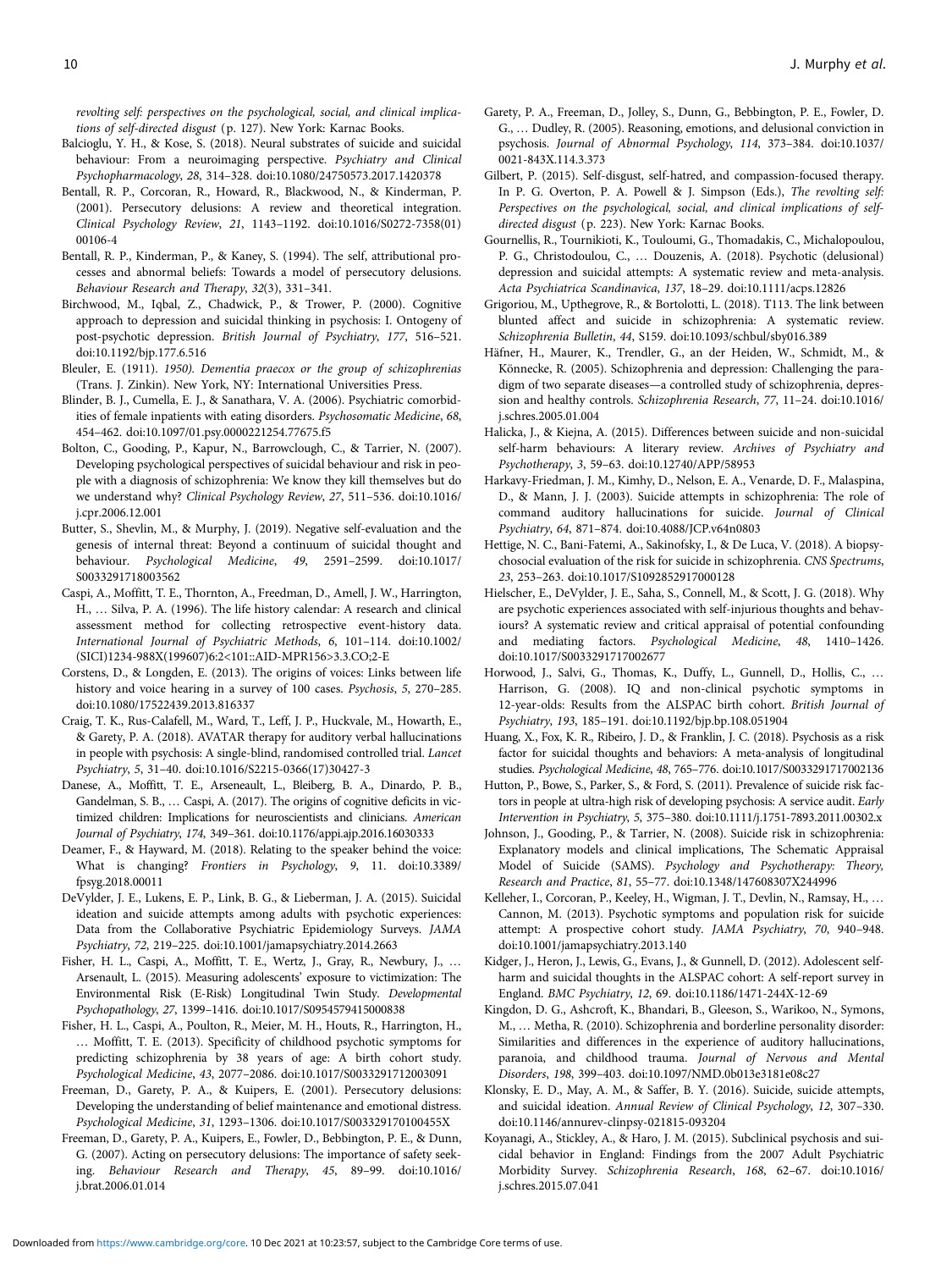*revolting self: perspectives on the psychological, social, and clinical implications of self-directed disgust* (p. 127). New York: Karnac Books.

Balcioglu, Y. H., & Kose, S. (2018). Neural substrates of suicide and suicidal behaviour: From a neuroimaging perspective. *Psychiatry and Clinical Psychopharmacology*, *28*, 314–328. doi:10.1080/24750573.2017.1420378

Bentall, R. P., Corcoran, R., Howard, R., Blackwood, N., & Kinderman, P. (2001). Persecutory delusions: A review and theoretical integration. *Clinical Psychology Review*, *21*, 1143–1192. doi:10.1016/S0272-7358(01)00106-4

Bentall, R. P., Kinderman, P., & Kaney, S. (1994). The self, attributional processes and abnormal beliefs: Towards a model of persecutory delusions. *Behaviour Research and Therapy*, *32*(3), 331–341.

Birchwood, M., Iqbal, Z., Chadwick, P., & Trower, P. (2000). Cognitive approach to depression and suicidal thinking in psychosis: I. Ontogeny of post-psychotic depression. *British Journal of Psychiatry*, *177*, 516–521. doi:10.1192/bjp.177.6.516

Bleuler, E. (1911). *1950). Dementia praecox or the group of schizophrenias* (Trans. J. Zinkin). New York, NY: International Universities Press.

Blinder, B. J., Cumella, E. J., & Sanathara, V. A. (2006). Psychiatric comorbidities of female inpatients with eating disorders. *Psychosomatic Medicine*, *68*, 454–462. doi:10.1097/01.psy.0000221254.77675.f5

Bolton, C., Gooding, P., Kapur, N., Barrowclough, C., & Tarrier, N. (2007). Developing psychological perspectives of suicidal behaviour and risk in people with a diagnosis of schizophrenia: We know they kill themselves but do we understand why? *Clinical Psychology Review*, *27*, 511–536. doi:10.1016/j.cpr.2006.12.001

Butter, S., Shevlin, M., & Murphy, J. (2019). Negative self-evaluation and the genesis of internal threat: Beyond a continuum of suicidal thought and behaviour. *Psychological Medicine*, *49*, 2591–2599. doi:10.1017/S0033291718003562

Caspi, A., Moffitt, T. E., Thornton, A., Freedman, D., Amell, J. W., Harrington, H., … Silva, P. A. (1996). The life history calendar: A research and clinical assessment method for collecting retrospective event-history data. *International Journal of Psychiatric Methods*, *6*, 101–114. doi:10.1002/(SICI)1234-988X(199607)6:2<101::AID-MPR156>3.3.CO;2-E

Corstens, D., & Longden, E. (2013). The origins of voices: Links between life history and voice hearing in a survey of 100 cases. *Psychosis*, *5*, 270–285. doi:10.1080/17522439.2013.816337

Craig, T. K., Rus-Calafell, M., Ward, T., Leff, J. P., Huckvale, M., Howarth, E., & Garety, P. A. (2018). AVATAR therapy for auditory verbal hallucinations in people with psychosis: A single-blind, randomised controlled trial. *Lancet Psychiatry*, *5*, 31–40. doi:10.1016/S2215-0366(17)30427-3

Danese, A., Moffitt, T. E., Arseneault, L., Bleiberg, B. A., Dinardo, P. B., Gandelman, S. B., … Caspi, A. (2017). The origins of cognitive deficits in victimized children: Implications for neuroscientists and clinicians. *American Journal of Psychiatry*, *174*, 349–361. doi:10.1176/appi.ajp.2016.16030333

Deamer, F., & Hayward, M. (2018). Relating to the speaker behind the voice: What is changing? *Frontiers in Psychology*, *9*, 11. doi:10.3389/fpsyg.2018.00011

DeVylder, J. E., Lukens, E. P., Link, B. G., & Lieberman, J. A. (2015). Suicidal ideation and suicide attempts among adults with psychotic experiences: Data from the Collaborative Psychiatric Epidemiology Surveys. *JAMA Psychiatry*, *72*, 219–225. doi:10.1001/jamapsychiatry.2014.2663

Fisher, H. L., Caspi, A., Moffitt, T. E., Wertz, J., Gray, R., Newbury, J., … Arsenault, L. (2015). Measuring adolescents' exposure to victimization: The Environmental Risk (E-Risk) Longitudinal Twin Study. *Developmental Psychopathology*, *27*, 1399–1416. doi:10.1017/S0954579415000838

Fisher, H. L., Caspi, A., Poulton, R., Meier, M. H., Houts, R., Harrington, H., … Moffitt, T. E. (2013). Specificity of childhood psychotic symptoms for predicting schizophrenia by 38 years of age: A birth cohort study. *Psychological Medicine*, *43*, 2077–2086. doi:10.1017/S0033291712003091

Freeman, D., Garety, P. A., & Kuipers, E. (2001). Persecutory delusions: Developing the understanding of belief maintenance and emotional distress. *Psychological Medicine*, *31*, 1293–1306. doi:10.1017/S003329170100455X

Freeman, D., Garety, P. A., Kuipers, E., Fowler, D., Bebbington, P. E., & Dunn, G. (2007). Acting on persecutory delusions: The importance of safety seeking. *Behaviour Research and Therapy*, *45*, 89–99. doi:10.1016/j.brat.2006.01.014

Garety, P. A., Freeman, D., Jolley, S., Dunn, G., Bebbington, P. E., Fowler, D. G., … Dudley, R. (2005). Reasoning, emotions, and delusional conviction in psychosis. *Journal of Abnormal Psychology*, *114*, 373–384. doi:10.1037/0021-843X.114.3.373

Gilbert, P. (2015). Self-disgust, self-hatred, and compassion-focused therapy. In P. G. Overton, P. A. Powell & J. Simpson (Eds.), *The revolting self: Perspectives on the psychological, social, and clinical implications of self-directed disgust* (p. 223). New York: Karnac Books.

Gournellis, R., Tournikioti, K., Touloumi, G., Thomadakis, C., Michalopoulou, P. G., Christodoulou, C., … Douzenis, A. (2018). Psychotic (delusional) depression and suicidal attempts: A systematic review and meta-analysis. *Acta Psychiatrica Scandinavica*, *137*, 18–29. doi:10.1111/acps.12826

Grigoriou, M., Upthegrove, R., & Bortolotti, L. (2018). T113. The link between blunted affect and suicide in schizophrenia: A systematic review. *Schizophrenia Bulletin*, *44*, S159. doi:10.1093/schbul/sby016.389

Häfner, H., Maurer, K., Trendler, G., an der Heiden, W., Schmidt, M., & Könnecke, R. (2005). Schizophrenia and depression: Challenging the paradigm of two separate diseases—a controlled study of schizophrenia, depression and healthy controls. *Schizophrenia Research*, *77*, 11–24. doi:10.1016/j.schres.2005.01.004

Halicka, J., & Kiejna, A. (2015). Differences between suicide and non-suicidal self-harm behaviours: A literary review. *Archives of Psychiatry and Psychotherapy*, *3*, 59–63. doi:10.12740/APP/58953

Harkavy-Friedman, J. M., Kimhy, D., Nelson, E. A., Venarde, D. F., Malaspina, D., & Mann, J. J. (2003). Suicide attempts in schizophrenia: The role of command auditory hallucinations for suicide. *Journal of Clinical Psychiatry*, *64*, 871–874. doi:10.4088/JCP.v64n0803

Hettige, N. C., Bani-Fatemi, A., Sakinofsky, I., & De Luca, V. (2018). A biopsychosocial evaluation of the risk for suicide in schizophrenia. *CNS Spectrums*, *23*, 253–263. doi:10.1017/S1092852917000128

Hielscher, E., DeVylder, J. E., Saha, S., Connell, M., & Scott, J. G. (2018). Why are psychotic experiences associated with self-injurious thoughts and behaviours? A systematic review and critical appraisal of potential confounding and mediating factors. *Psychological Medicine*, *48*, 1410–1426. doi:10.1017/S0033291717002677

Horwood, J., Salvi, G., Thomas, K., Duffy, L., Gunnell, D., Hollis, C., … Harrison, G. (2008). IQ and non-clinical psychotic symptoms in 12-year-olds: Results from the ALSPAC birth cohort. *British Journal of Psychiatry*, *193*, 185–191. doi:10.1192/bjp.bp.108.051904

Huang, X., Fox, K. R., Ribeiro, J. D., & Franklin, J. C. (2018). Psychosis as a risk factor for suicidal thoughts and behaviors: A meta-analysis of longitudinal studies. *Psychological Medicine*, *48*, 765–776. doi:10.1017/S0033291717002136

Hutton, P., Bowe, S., Parker, S., & Ford, S. (2011). Prevalence of suicide risk factors in people at ultra-high risk of developing psychosis: A service audit. *Early Intervention in Psychiatry*, *5*, 375–380. doi:10.1111/j.1751-7893.2011.00302.x

Johnson, J., Gooding, P., & Tarrier, N. (2008). Suicide risk in schizophrenia: Explanatory models and clinical implications, The Schematic Appraisal Model of Suicide (SAMS). *Psychology and Psychotherapy: Theory, Research and Practice*, *81*, 55–77. doi:10.1348/147608307X244996

Kelleher, I., Corcoran, P., Keeley, H., Wigman, J. T., Devlin, N., Ramsay, H., … Cannon, M. (2013). Psychotic symptoms and population risk for suicide attempt: A prospective cohort study. *JAMA Psychiatry*, *70*, 940–948. doi:10.1001/jamapsychiatry.2013.140

Kidger, J., Heron, J., Lewis, G., Evans, J., & Gunnell, D. (2012). Adolescent self-harm and suicidal thoughts in the ALSPAC cohort: A self-report survey in England. *BMC Psychiatry*, *12*, 69. doi:10.1186/1471-244X-12-69

Kingdon, D. G., Ashcroft, K., Bhandari, B., Gleeson, S., Warikoo, N., Symons, M., … Metha, R. (2010). Schizophrenia and borderline personality disorder: Similarities and differences in the experience of auditory hallucinations, paranoia, and childhood trauma. *Journal of Nervous and Mental Disorders*, *198*, 399–403. doi:10.1097/NMD.0b013e3181e08c27

Klonsky, E. D., May, A. M., & Saffer, B. Y. (2016). Suicide, suicide attempts, and suicidal ideation. *Annual Review of Clinical Psychology*, *12*, 307–330. doi:10.1146/annurev-clinpsy-021815-093204

Koyanagi, A., Stickley, A., & Haro, J. M. (2015). Subclinical psychosis and suicidal behavior in England: Findings from the 2007 Adult Psychiatric Morbidity Survey. *Schizophrenia Research*, *168*, 62–67. doi:10.1016/j.schres.2015.07.041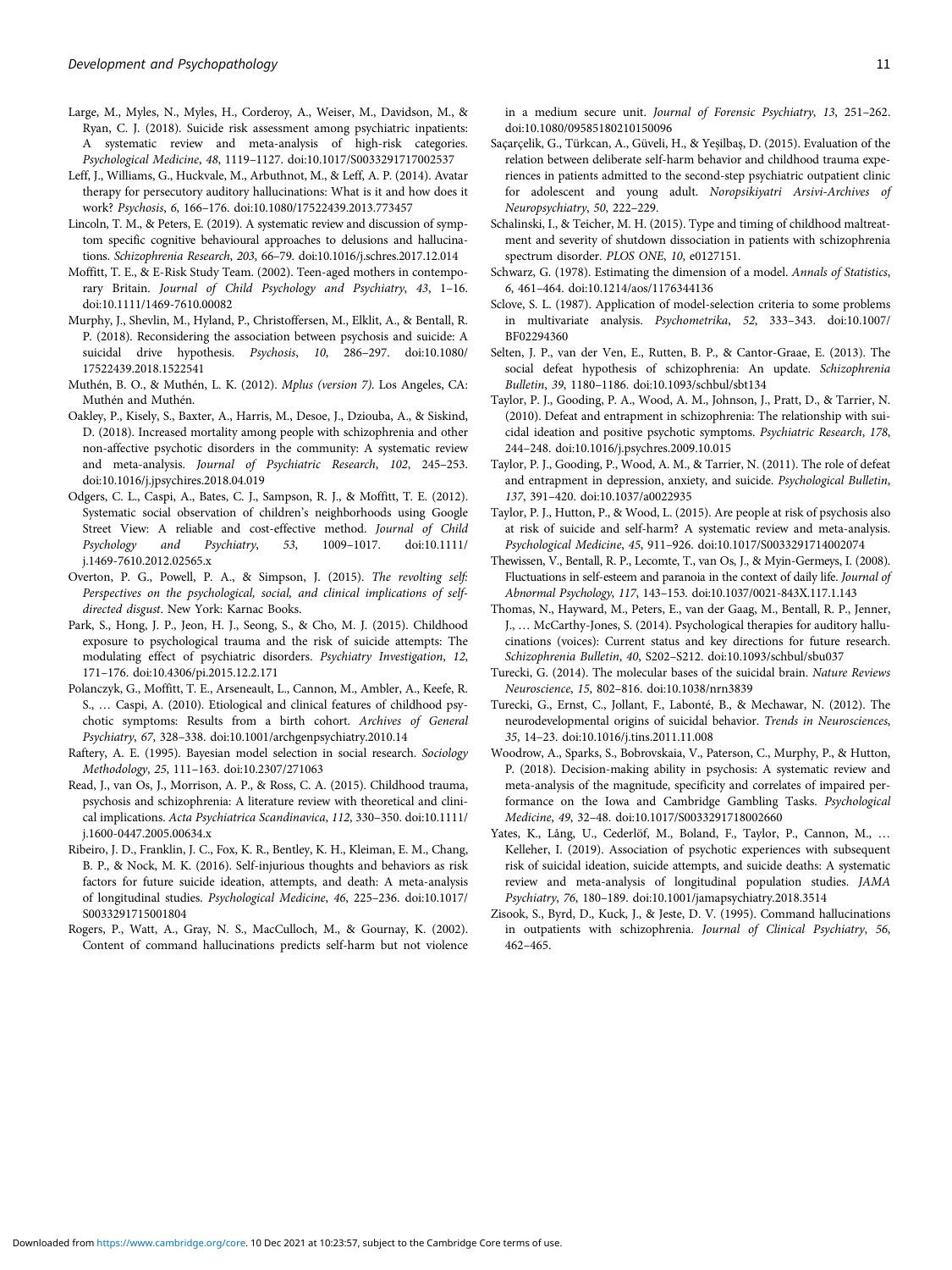Large, M., Myles, N., Myles, H., Corderoy, A., Weiser, M., Davidson, M., & Ryan, C. J. (2018). Suicide risk assessment among psychiatric inpatients: A systematic review and meta-analysis of high-risk categories. *Psychological Medicine*, *48*, 1119–1127. doi:10.1017/S0033291717002537

Leff, J., Williams, G., Huckvale, M., Arbuthnot, M., & Leff, A. P. (2014). Avatar therapy for persecutory auditory hallucinations: What is it and how does it work? *Psychosis*, *6*, 166–176. doi:10.1080/17522439.2013.773457

Lincoln, T. M., & Peters, E. (2019). A systematic review and discussion of symptom specific cognitive behavioural approaches to delusions and hallucinations. *Schizophrenia Research*, *203*, 66–79. doi:10.1016/j.schres.2017.12.014

Moffitt, T. E., & E-Risk Study Team. (2002). Teen-aged mothers in contemporary Britain. *Journal of Child Psychology and Psychiatry*, *43*, 1–16. doi:10.1111/1469-7610.00082

Murphy, J., Shevlin, M., Hyland, P., Christoffersen, M., Elklit, A., & Bentall, R. P. (2018). Reconsidering the association between psychosis and suicide: A suicidal drive hypothesis. *Psychosis*, *10*, 286–297. doi:10.1080/17522439.2018.1522541

Muthén, B. O., & Muthén, L. K. (2012). *Mplus (version 7)*. Los Angeles, CA: Muthén and Muthén.

Oakley, P., Kisely, S., Baxter, A., Harris, M., Desoe, J., Dziouba, A., & Siskind, D. (2018). Increased mortality among people with schizophrenia and other non-affective psychotic disorders in the community: A systematic review and meta-analysis. *Journal of Psychiatric Research*, *102*, 245–253. doi:10.1016/j.jpsychires.2018.04.019

Odgers, C. L., Caspi, A., Bates, C. J., Sampson, R. J., & Moffitt, T. E. (2012). Systematic social observation of children's neighborhoods using Google Street View: A reliable and cost-effective method. *Journal of Child Psychology and Psychiatry*, *53*, 1009–1017. doi:10.1111/j.1469-7610.2012.02565.x

Overton, P. G., Powell, P. A., & Simpson, J. (2015). *The revolting self: Perspectives on the psychological, social, and clinical implications of self-directed disgust*. New York: Karnac Books.

Park, S., Hong, J. P., Jeon, H. J., Seong, S., & Cho, M. J. (2015). Childhood exposure to psychological trauma and the risk of suicide attempts: The modulating effect of psychiatric disorders. *Psychiatry Investigation*, *12*, 171–176. doi:10.4306/pi.2015.12.2.171

Polanczyk, G., Moffitt, T. E., Arseneault, L., Cannon, M., Ambler, A., Keefe, R. S., … Caspi, A. (2010). Etiological and clinical features of childhood psychotic symptoms: Results from a birth cohort. *Archives of General Psychiatry*, *67*, 328–338. doi:10.1001/archgenpsychiatry.2010.14

Raftery, A. E. (1995). Bayesian model selection in social research. *Sociology Methodology*, *25*, 111–163. doi:10.2307/271063

Read, J., van Os, J., Morrison, A. P., & Ross, C. A. (2015). Childhood trauma, psychosis and schizophrenia: A literature review with theoretical and clinical implications. *Acta Psychiatrica Scandinavica*, *112*, 330–350. doi:10.1111/j.1600-0447.2005.00634.x

Ribeiro, J. D., Franklin, J. C., Fox, K. R., Bentley, K. H., Kleiman, E. M., Chang, B. P., & Nock, M. K. (2016). Self-injurious thoughts and behaviors as risk factors for future suicide ideation, attempts, and death: A meta-analysis of longitudinal studies. *Psychological Medicine*, *46*, 225–236. doi:10.1017/S0033291715001804

Rogers, P., Watt, A., Gray, N. S., MacCulloch, M., & Gournay, K. (2002). Content of command hallucinations predicts self-harm but not violence in a medium secure unit. *Journal of Forensic Psychiatry*, *13*, 251–262. doi:10.1080/09585180210150096

Saçarçelik, G., Türkcan, A., Güveli, H., & Yeşilbaş, D. (2015). Evaluation of the relation between deliberate self-harm behavior and childhood trauma experiences in patients admitted to the second-step psychiatric outpatient clinic for adolescent and young adult. *Noropsikiyatri Arsivi-Archives of Neuropsychiatry*, *50*, 222–229.

Schalinski, I., & Teicher, M. H. (2015). Type and timing of childhood maltreatment and severity of shutdown dissociation in patients with schizophrenia spectrum disorder. *PLOS ONE*, *10*, e0127151.

Schwarz, G. (1978). Estimating the dimension of a model. *Annals of Statistics*, *6*, 461–464. doi:10.1214/aos/1176344136

Sclove, S. L. (1987). Application of model-selection criteria to some problems in multivariate analysis. *Psychometrika*, *52*, 333–343. doi:10.1007/BF02294360

Selten, J. P., van der Ven, E., Rutten, B. P., & Cantor-Graae, E. (2013). The social defeat hypothesis of schizophrenia: An update. *Schizophrenia Bulletin*, *39*, 1180–1186. doi:10.1093/schbul/sbt134

Taylor, P. J., Gooding, P. A., Wood, A. M., Johnson, J., Pratt, D., & Tarrier, N. (2010). Defeat and entrapment in schizophrenia: The relationship with suicidal ideation and positive psychotic symptoms. *Psychiatric Research*, *178*, 244–248. doi:10.1016/j.psychres.2009.10.015

Taylor, P. J., Gooding, P., Wood, A. M., & Tarrier, N. (2011). The role of defeat and entrapment in depression, anxiety, and suicide. *Psychological Bulletin*, *137*, 391–420. doi:10.1037/a0022935

Taylor, P. J., Hutton, P., & Wood, L. (2015). Are people at risk of psychosis also at risk of suicide and self-harm? A systematic review and meta-analysis. *Psychological Medicine*, *45*, 911–926. doi:10.1017/S0033291714002074

Thewissen, V., Bentall, R. P., Lecomte, T., van Os, J., & Myin-Germeys, I. (2008). Fluctuations in self-esteem and paranoia in the context of daily life. *Journal of Abnormal Psychology*, *117*, 143–153. doi:10.1037/0021-843X.117.1.143

Thomas, N., Hayward, M., Peters, E., van der Gaag, M., Bentall, R. P., Jenner, J., … McCarthy-Jones, S. (2014). Psychological therapies for auditory hallucinations (voices): Current status and key directions for future research. *Schizophrenia Bulletin*, *40*, S202–S212. doi:10.1093/schbul/sbu037

Turecki, G. (2014). The molecular bases of the suicidal brain. *Nature Reviews Neuroscience*, *15*, 802–816. doi:10.1038/nrn3839

Turecki, G., Ernst, C., Jollant, F., Labonté, B., & Mechawar, N. (2012). The neurodevelopmental origins of suicidal behavior. *Trends in Neurosciences*, *35*, 14–23. doi:10.1016/j.tins.2011.11.008

Woodrow, A., Sparks, S., Bobrovskaia, V., Paterson, C., Murphy, P., & Hutton, P. (2018). Decision-making ability in psychosis: A systematic review and meta-analysis of the magnitude, specificity and correlates of impaired performance on the Iowa and Cambridge Gambling Tasks. *Psychological Medicine*, *49*, 32–48. doi:10.1017/S0033291718002660

Yates, K., Lång, U., Cederlöf, M., Boland, F., Taylor, P., Cannon, M., … Kelleher, I. (2019). Association of psychotic experiences with subsequent risk of suicidal ideation, suicide attempts, and suicide deaths: A systematic review and meta-analysis of longitudinal population studies. *JAMA Psychiatry*, *76*, 180–189. doi:10.1001/jamapsychiatry.2018.3514

Zisook, S., Byrd, D., Kuck, J., & Jeste, D. V. (1995). Command hallucinations in outpatients with schizophrenia. *Journal of Clinical Psychiatry*, *56*, 462–465.